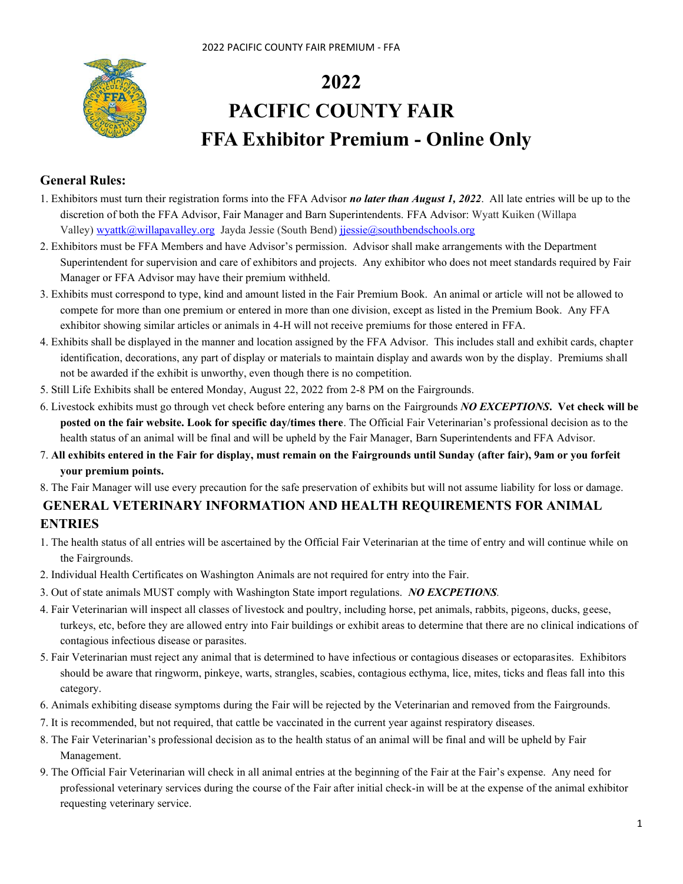# 2022
# PACIFIC COUNTY FAIR
# FFA Exhibitor Premium - Online Only

## General Rules:

1. Exhibitors must turn their registration forms into the FFA Advisor ***no later than August 1, 2022***. All late entries will be up to the discretion of both the FFA Advisor, Fair Manager and Barn Superintendents. FFA Advisor: Wyatt Kuiken (Willapa Valley) wyattk@willapavalley.org Jayda Jessie (South Bend) jjessie@southbendschools.org
2. Exhibitors must be FFA Members and have Advisor's permission. Advisor shall make arrangements with the Department Superintendent for supervision and care of exhibitors and projects. Any exhibitor who does not meet standards required by Fair Manager or FFA Advisor may have their premium withheld.
3. Exhibits must correspond to type, kind and amount listed in the Fair Premium Book. An animal or article will not be allowed to compete for more than one premium or entered in more than one division, except as listed in the Premium Book. Any FFA exhibitor showing similar articles or animals in 4-H will not receive premiums for those entered in FFA.
4. Exhibits shall be displayed in the manner and location assigned by the FFA Advisor. This includes stall and exhibit cards, chapter identification, decorations, any part of display or materials to maintain display and awards won by the display. Premiums shall not be awarded if the exhibit is unworthy, even though there is no competition.
5. Still Life Exhibits shall be entered Monday, August 22, 2022 from 2-8 PM on the Fairgrounds.
6. Livestock exhibits must go through vet check before entering any barns on the Fairgrounds ***NO EXCEPTIONS.*** **Vet check will be posted on the fair website. Look for specific day/times there**. The Official Fair Veterinarian's professional decision as to the health status of an animal will be final and will be upheld by the Fair Manager, Barn Superintendents and FFA Advisor.
7. **All exhibits entered in the Fair for display, must remain on the Fairgrounds until Sunday (after fair), 9am or you forfeit your premium points.**
8. The Fair Manager will use every precaution for the safe preservation of exhibits but will not assume liability for loss or damage.

## GENERAL VETERINARY INFORMATION AND HEALTH REQUIREMENTS FOR ANIMAL ENTRIES

1. The health status of all entries will be ascertained by the Official Fair Veterinarian at the time of entry and will continue while on the Fairgrounds.
2. Individual Health Certificates on Washington Animals are not required for entry into the Fair.
3. Out of state animals MUST comply with Washington State import regulations. ***NO EXCPETIONS***.
4. Fair Veterinarian will inspect all classes of livestock and poultry, including horse, pet animals, rabbits, pigeons, ducks, geese, turkeys, etc, before they are allowed entry into Fair buildings or exhibit areas to determine that there are no clinical indications of contagious infectious disease or parasites.
5. Fair Veterinarian must reject any animal that is determined to have infectious or contagious diseases or ectoparasites. Exhibitors should be aware that ringworm, pinkeye, warts, strangles, scabies, contagious ecthyma, lice, mites, ticks and fleas fall into this category.
6. Animals exhibiting disease symptoms during the Fair will be rejected by the Veterinarian and removed from the Fairgrounds.
7. It is recommended, but not required, that cattle be vaccinated in the current year against respiratory diseases.
8. The Fair Veterinarian's professional decision as to the health status of an animal will be final and will be upheld by Fair Management.
9. The Official Fair Veterinarian will check in all animal entries at the beginning of the Fair at the Fair's expense. Any need for professional veterinary services during the course of the Fair after initial check-in will be at the expense of the animal exhibitor requesting veterinary service.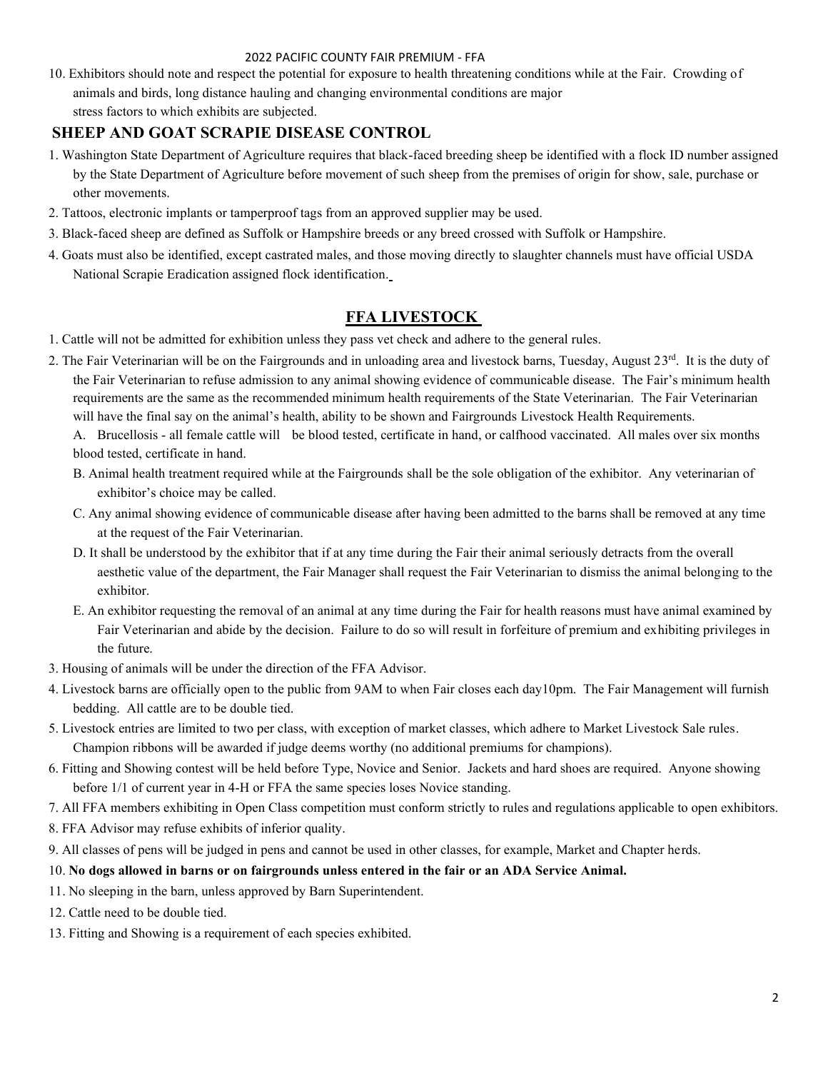10. Exhibitors should note and respect the potential for exposure to health threatening conditions while at the Fair. Crowding of animals and birds, long distance hauling and changing environmental conditions are major stress factors to which exhibits are subjected.

## SHEEP AND GOAT SCRAPIE DISEASE CONTROL

1. Washington State Department of Agriculture requires that black-faced breeding sheep be identified with a flock ID number assigned by the State Department of Agriculture before movement of such sheep from the premises of origin for show, sale, purchase or other movements.
2. Tattoos, electronic implants or tamperproof tags from an approved supplier may be used.
3. Black-faced sheep are defined as Suffolk or Hampshire breeds or any breed crossed with Suffolk or Hampshire.
4. Goats must also be identified, except castrated males, and those moving directly to slaughter channels must have official USDA National Scrapie Eradication assigned flock identification.

## FFA LIVESTOCK

1. Cattle will not be admitted for exhibition unless they pass vet check and adhere to the general rules.
2. The Fair Veterinarian will be on the Fairgrounds and in unloading area and livestock barns, Tuesday, August 23rd. It is the duty of the Fair Veterinarian to refuse admission to any animal showing evidence of communicable disease. The Fair's minimum health requirements are the same as the recommended minimum health requirements of the State Veterinarian. The Fair Veterinarian will have the final say on the animal's health, ability to be shown and Fairgrounds Livestock Health Requirements.
   A. Brucellosis - all female cattle will be blood tested, certificate in hand, or calfhood vaccinated. All males over six months blood tested, certificate in hand.
   B. Animal health treatment required while at the Fairgrounds shall be the sole obligation of the exhibitor. Any veterinarian of exhibitor's choice may be called.
   C. Any animal showing evidence of communicable disease after having been admitted to the barns shall be removed at any time at the request of the Fair Veterinarian.
   D. It shall be understood by the exhibitor that if at any time during the Fair their animal seriously detracts from the overall aesthetic value of the department, the Fair Manager shall request the Fair Veterinarian to dismiss the animal belonging to the exhibitor.
   E. An exhibitor requesting the removal of an animal at any time during the Fair for health reasons must have animal examined by Fair Veterinarian and abide by the decision. Failure to do so will result in forfeiture of premium and exhibiting privileges in the future.
3. Housing of animals will be under the direction of the FFA Advisor.
4. Livestock barns are officially open to the public from 9AM to when Fair closes each day10pm. The Fair Management will furnish bedding. All cattle are to be double tied.
5. Livestock entries are limited to two per class, with exception of market classes, which adhere to Market Livestock Sale rules. Champion ribbons will be awarded if judge deems worthy (no additional premiums for champions).
6. Fitting and Showing contest will be held before Type, Novice and Senior. Jackets and hard shoes are required. Anyone showing before 1/1 of current year in 4-H or FFA the same species loses Novice standing.
7. All FFA members exhibiting in Open Class competition must conform strictly to rules and regulations applicable to open exhibitors.
8. FFA Advisor may refuse exhibits of inferior quality.
9. All classes of pens will be judged in pens and cannot be used in other classes, for example, Market and Chapter herds.
10. **No dogs allowed in barns or on fairgrounds unless entered in the fair or an ADA Service Animal.**
11. No sleeping in the barn, unless approved by Barn Superintendent.
12. Cattle need to be double tied.
13. Fitting and Showing is a requirement of each species exhibited.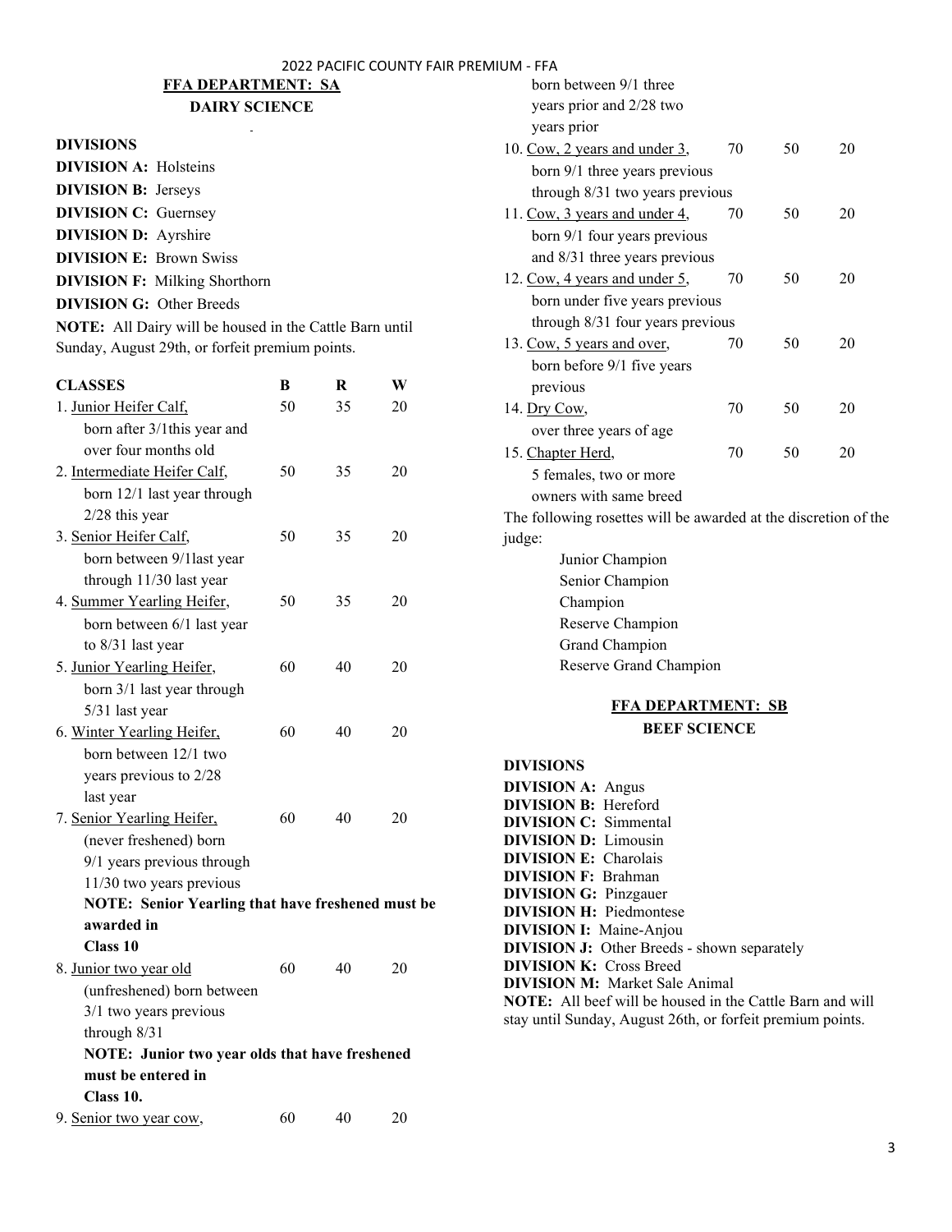## FFA DEPARTMENT: SA

### DAIRY SCIENCE

**DIVISIONS**

**DIVISION A:** Holsteins
**DIVISION B:** Jerseys
**DIVISION C:** Guernsey
**DIVISION D:** Ayrshire
**DIVISION E:** Brown Swiss
**DIVISION F:** Milking Shorthorn
**DIVISION G:** Other Breeds

**NOTE:** All Dairy will be housed in the Cattle Barn until Sunday, August 29th, or forfeit premium points.

| CLASSES | B | R | W |
|---|---|---|---|
| 1. Junior Heifer Calf, born after 3/1this year and over four months old | 50 | 35 | 20 |
| 2. Intermediate Heifer Calf, born 12/1 last year through 2/28 this year | 50 | 35 | 20 |
| 3. Senior Heifer Calf, born between 9/1last year through 11/30 last year | 50 | 35 | 20 |
| 4. Summer Yearling Heifer, born between 6/1 last year to 8/31 last year | 50 | 35 | 20 |
| 5. Junior Yearling Heifer, born 3/1 last year through 5/31 last year | 60 | 40 | 20 |
| 6. Winter Yearling Heifer, born between 12/1 two years previous to 2/28 last year | 60 | 40 | 20 |
| 7. Senior Yearling Heifer, (never freshened) born 9/1 years previous through 11/30 two years previous | 60 | 40 | 20 |
| **NOTE: Senior Yearling that have freshened must be awarded in Class 10** | | | |
| 8. Junior two year old (unfreshened) born between 3/1 two years previous through 8/31 | 60 | 40 | 20 |
| **NOTE: Junior two year olds that have freshened must be entered in Class 10.** | | | |
| 9. Senior two year cow, born between 9/1 three years prior and 2/28 two years prior | 60 | 40 | 20 |
| 10. Cow, 2 years and under 3, born 9/1 three years previous through 8/31 two years previous | 70 | 50 | 20 |
| 11. Cow, 3 years and under 4, born 9/1 four years previous and 8/31 three years previous | 70 | 50 | 20 |
| 12. Cow, 4 years and under 5, born under five years previous through 8/31 four years previous | 70 | 50 | 20 |
| 13. Cow, 5 years and over, born before 9/1 five years previous | 70 | 50 | 20 |
| 14. Dry Cow, over three years of age | 70 | 50 | 20 |
| 15. Chapter Herd, 5 females, two or more owners with same breed | 70 | 50 | 20 |

The following rosettes will be awarded at the discretion of the judge:

- Junior Champion
- Senior Champion
- Champion
- Reserve Champion
- Grand Champion
- Reserve Grand Champion

## FFA DEPARTMENT: SB

### BEEF SCIENCE

**DIVISIONS**

**DIVISION A:** Angus
**DIVISION B:** Hereford
**DIVISION C:** Simmental
**DIVISION D:** Limousin
**DIVISION E:** Charolais
**DIVISION F:** Brahman
**DIVISION G:** Pinzgauer
**DIVISION H:** Piedmontese
**DIVISION I:** Maine-Anjou
**DIVISION J:** Other Breeds - shown separately
**DIVISION K:** Cross Breed
**DIVISION M:** Market Sale Animal

**NOTE:** All beef will be housed in the Cattle Barn and will stay until Sunday, August 26th, or forfeit premium points.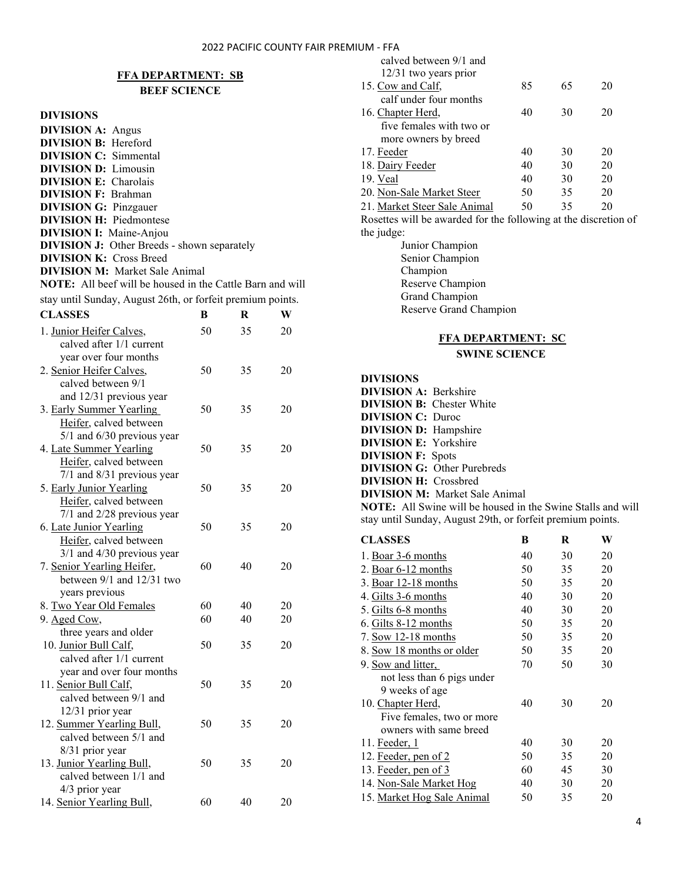## FFA DEPARTMENT: SB

### BEEF SCIENCE

**DIVISIONS**

**DIVISION A:** Angus
**DIVISION B:** Hereford
**DIVISION C:** Simmental
**DIVISION D:** Limousin
**DIVISION E:** Charolais
**DIVISION F:** Brahman
**DIVISION G:** Pinzgauer
**DIVISION H:** Piedmontese
**DIVISION I:** Maine-Anjou
**DIVISION J:** Other Breeds - shown separately
**DIVISION K:** Cross Breed
**DIVISION M:** Market Sale Animal

**NOTE:** All beef will be housed in the Cattle Barn and will stay until Sunday, August 26th, or forfeit premium points.

| CLASSES | B | R | W |
|---|---|---|---|
| 1. Junior Heifer Calves, calved after 1/1 current year over four months | 50 | 35 | 20 |
| 2. Senior Heifer Calves, calved between 9/1 and 12/31 previous year | 50 | 35 | 20 |
| 3. Early Summer Yearling Heifer, calved between 5/1 and 6/30 previous year | 50 | 35 | 20 |
| 4. Late Summer Yearling Heifer, calved between 7/1 and 8/31 previous year | 50 | 35 | 20 |
| 5. Early Junior Yearling Heifer, calved between 7/1 and 2/28 previous year | 50 | 35 | 20 |
| 6. Late Junior Yearling Heifer, calved between 3/1 and 4/30 previous year | 50 | 35 | 20 |
| 7. Senior Yearling Heifer, between 9/1 and 12/31 two years previous | 60 | 40 | 20 |
| 8. Two Year Old Females | 60 | 40 | 20 |
| 9. Aged Cow, three years and older | 60 | 40 | 20 |
| 10. Junior Bull Calf, calved after 1/1 current year and over four months | 50 | 35 | 20 |
| 11. Senior Bull Calf, calved between 9/1 and 12/31 prior year | 50 | 35 | 20 |
| 12. Summer Yearling Bull, calved between 5/1 and 8/31 prior year | 50 | 35 | 20 |
| 13. Junior Yearling Bull, calved between 1/1 and 4/3 prior year | 50 | 35 | 20 |
| 14. Senior Yearling Bull, calved between 9/1 and 12/31 two years prior | 60 | 40 | 20 |
| 15. Cow and Calf, calf under four months | 85 | 65 | 20 |
| 16. Chapter Herd, five females with two or more owners by breed | 40 | 30 | 20 |
| 17. Feeder | 40 | 30 | 20 |
| 18. Dairy Feeder | 40 | 30 | 20 |
| 19. Veal | 40 | 30 | 20 |
| 20. Non-Sale Market Steer | 50 | 35 | 20 |
| 21. Market Steer Sale Animal | 50 | 35 | 20 |

Rosettes will be awarded for the following at the discretion of the judge:

- Junior Champion
- Senior Champion
- Champion
- Reserve Champion
- Grand Champion
- Reserve Grand Champion

## FFA DEPARTMENT: SC

### SWINE SCIENCE

**DIVISIONS**

**DIVISION A:** Berkshire
**DIVISION B:** Chester White
**DIVISION C:** Duroc
**DIVISION D:** Hampshire
**DIVISION E:** Yorkshire
**DIVISION F:** Spots
**DIVISION G:** Other Purebreds
**DIVISION H:** Crossbred
**DIVISION M:** Market Sale Animal

**NOTE:** All Swine will be housed in the Swine Stalls and will stay until Sunday, August 29th, or forfeit premium points.

| CLASSES | B | R | W |
|---|---|---|---|
| 1. Boar 3-6 months | 40 | 30 | 20 |
| 2. Boar 6-12 months | 50 | 35 | 20 |
| 3. Boar 12-18 months | 50 | 35 | 20 |
| 4. Gilts 3-6 months | 40 | 30 | 20 |
| 5. Gilts 6-8 months | 40 | 30 | 20 |
| 6. Gilts 8-12 months | 50 | 35 | 20 |
| 7. Sow 12-18 months | 50 | 35 | 20 |
| 8. Sow 18 months or older | 50 | 35 | 20 |
| 9. Sow and litter, not less than 6 pigs under 9 weeks of age | 70 | 50 | 30 |
| 10. Chapter Herd, Five females, two or more owners with same breed | 40 | 30 | 20 |
| 11. Feeder, 1 | 40 | 30 | 20 |
| 12. Feeder, pen of 2 | 50 | 35 | 20 |
| 13. Feeder, pen of 3 | 60 | 45 | 30 |
| 14. Non-Sale Market Hog | 40 | 30 | 20 |
| 15. Market Hog Sale Animal | 50 | 35 | 20 |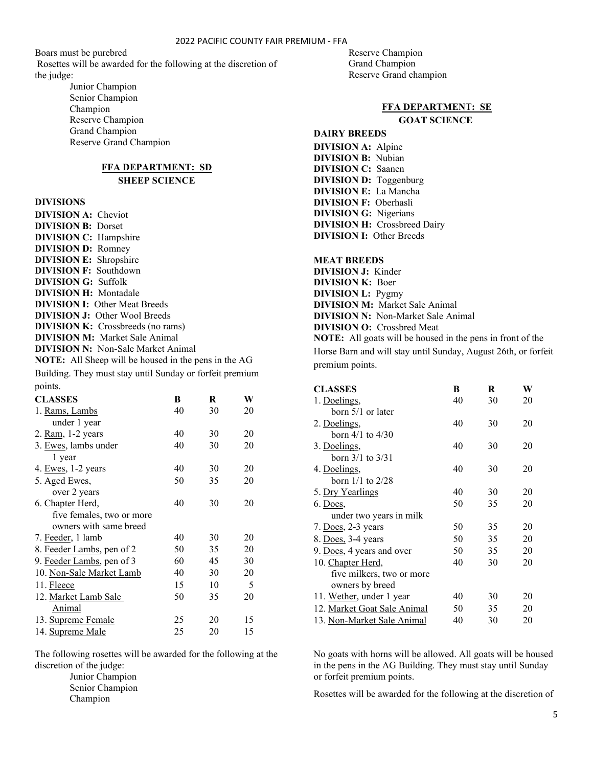Boars must be purebred

Rosettes will be awarded for the following at the discretion of the judge:

- Junior Champion
- Senior Champion
- Champion
- Reserve Champion
- Grand Champion
- Reserve Grand Champion

## FFA DEPARTMENT: SD

### SHEEP SCIENCE

**DIVISIONS**

**DIVISION A:** Cheviot
**DIVISION B:** Dorset
**DIVISION C:** Hampshire
**DIVISION D:** Romney
**DIVISION E:** Shropshire
**DIVISION F:** Southdown
**DIVISION G:** Suffolk
**DIVISION H:** Montadale
**DIVISION I:** Other Meat Breeds
**DIVISION J:** Other Wool Breeds
**DIVISION K:** Crossbreeds (no rams)
**DIVISION M:** Market Sale Animal
**DIVISION N:** Non-Sale Market Animal

**NOTE:** All Sheep will be housed in the pens in the AG Building. They must stay until Sunday or forfeit premium points.

| CLASSES | B | R | W |
|---|---|---|---|
| 1. Rams, Lambs under 1 year | 40 | 30 | 20 |
| 2. Ram, 1-2 years | 40 | 30 | 20 |
| 3. Ewes, lambs under 1 year | 40 | 30 | 20 |
| 4. Ewes, 1-2 years | 40 | 30 | 20 |
| 5. Aged Ewes, over 2 years | 50 | 35 | 20 |
| 6. Chapter Herd, five females, two or more owners with same breed | 40 | 30 | 20 |
| 7. Feeder, 1 lamb | 40 | 30 | 20 |
| 8. Feeder Lambs, pen of 2 | 50 | 35 | 20 |
| 9. Feeder Lambs, pen of 3 | 60 | 45 | 30 |
| 10. Non-Sale Market Lamb | 40 | 30 | 20 |
| 11. Fleece | 15 | 10 | 5 |
| 12. Market Lamb Sale Animal | 50 | 35 | 20 |
| 13. Supreme Female | 25 | 20 | 15 |
| 14. Supreme Male | 25 | 20 | 15 |

The following rosettes will be awarded for the following at the discretion of the judge:

- Junior Champion
- Senior Champion
- Champion
- Reserve Champion
- Grand Champion
- Reserve Grand champion

## FFA DEPARTMENT: SE

### GOAT SCIENCE

**DAIRY BREEDS**

**DIVISION A:** Alpine
**DIVISION B:** Nubian
**DIVISION C:** Saanen
**DIVISION D:** Toggenburg
**DIVISION E:** La Mancha
**DIVISION F:** Oberhasli
**DIVISION G:** Nigerians
**DIVISION H:** Crossbreed Dairy
**DIVISION I:** Other Breeds

**MEAT BREEDS**

**DIVISION J:** Kinder
**DIVISION K:** Boer
**DIVISION L:** Pygmy
**DIVISION M:** Market Sale Animal
**DIVISION N:** Non-Market Sale Animal
**DIVISION O:** Crossbred Meat

**NOTE:** All goats will be housed in the pens in front of the Horse Barn and will stay until Sunday, August 26th, or forfeit premium points.

| CLASSES | B | R | W |
|---|---|---|---|
| 1. Doelings, born 5/1 or later | 40 | 30 | 20 |
| 2. Doelings, born 4/1 to 4/30 | 40 | 30 | 20 |
| 3. Doelings, born 3/1 to 3/31 | 40 | 30 | 20 |
| 4. Doelings, born 1/1 to 2/28 | 40 | 30 | 20 |
| 5. Dry Yearlings | 40 | 30 | 20 |
| 6. Does, under two years in milk | 50 | 35 | 20 |
| 7. Does, 2-3 years | 50 | 35 | 20 |
| 8. Does, 3-4 years | 50 | 35 | 20 |
| 9. Does, 4 years and over | 50 | 35 | 20 |
| 10. Chapter Herd, five milkers, two or more owners by breed | 40 | 30 | 20 |
| 11. Wether, under 1 year | 40 | 30 | 20 |
| 12. Market Goat Sale Animal | 50 | 35 | 20 |
| 13. Non-Market Sale Animal | 40 | 30 | 20 |

No goats with horns will be allowed. All goats will be housed in the pens in the AG Building. They must stay until Sunday or forfeit premium points.

Rosettes will be awarded for the following at the discretion of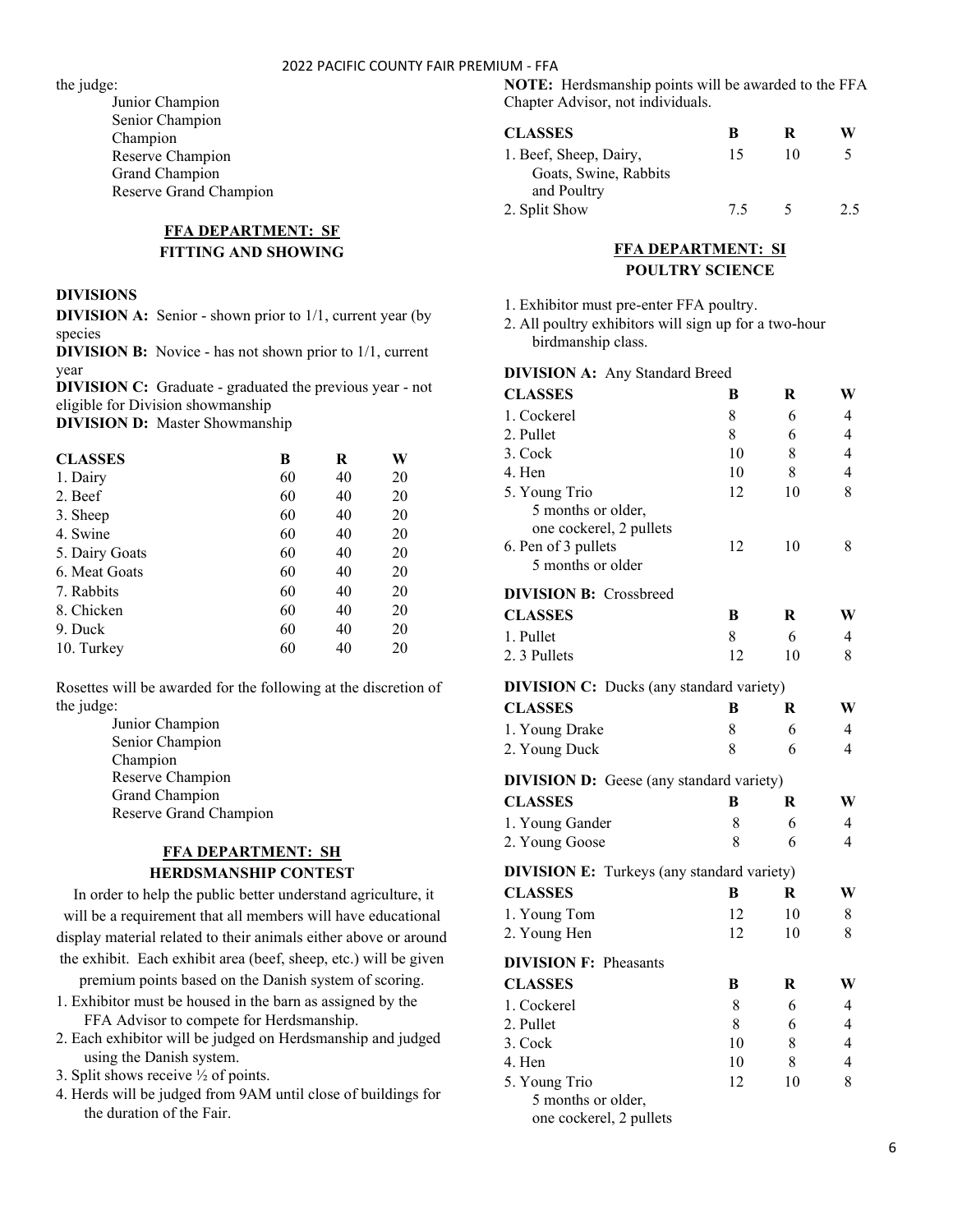the judge:

Junior Champion
Senior Champion
Champion
Reserve Champion
Grand Champion
Reserve Grand Champion

## FFA DEPARTMENT: SF
### FITTING AND SHOWING

**DIVISIONS**

**DIVISION A:** Senior - shown prior to 1/1, current year (by species

**DIVISION B:** Novice - has not shown prior to 1/1, current year

**DIVISION C:** Graduate - graduated the previous year - not eligible for Division showmanship

**DIVISION D:** Master Showmanship

| CLASSES | B | R | W |
|---|---|---|---|
| 1. Dairy | 60 | 40 | 20 |
| 2. Beef | 60 | 40 | 20 |
| 3. Sheep | 60 | 40 | 20 |
| 4. Swine | 60 | 40 | 20 |
| 5. Dairy Goats | 60 | 40 | 20 |
| 6. Meat Goats | 60 | 40 | 20 |
| 7. Rabbits | 60 | 40 | 20 |
| 8. Chicken | 60 | 40 | 20 |
| 9. Duck | 60 | 40 | 20 |
| 10. Turkey | 60 | 40 | 20 |

Rosettes will be awarded for the following at the discretion of the judge:

Junior Champion
Senior Champion
Champion
Reserve Champion
Grand Champion
Reserve Grand Champion

## FFA DEPARTMENT: SH
### HERDSMANSHIP CONTEST

In order to help the public better understand agriculture, it will be a requirement that all members will have educational display material related to their animals either above or around the exhibit. Each exhibit area (beef, sheep, etc.) will be given premium points based on the Danish system of scoring.

1. Exhibitor must be housed in the barn as assigned by the FFA Advisor to compete for Herdsmanship.
2. Each exhibitor will be judged on Herdsmanship and judged using the Danish system.
3. Split shows receive ½ of points.
4. Herds will be judged from 9AM until close of buildings for the duration of the Fair.

**NOTE:** Herdsmanship points will be awarded to the FFA Chapter Advisor, not individuals.

| CLASSES | B | R | W |
|---|---|---|---|
| 1. Beef, Sheep, Dairy, Goats, Swine, Rabbits and Poultry | 15 | 10 | 5 |
| 2. Split Show | 7.5 | 5 | 2.5 |

## FFA DEPARTMENT: SI
### POULTRY SCIENCE

1. Exhibitor must pre-enter FFA poultry.
2. All poultry exhibitors will sign up for a two-hour birdmanship class.

**DIVISION A:** Any Standard Breed

| CLASSES | B | R | W |
|---|---|---|---|
| 1. Cockerel | 8 | 6 | 4 |
| 2. Pullet | 8 | 6 | 4 |
| 3. Cock | 10 | 8 | 4 |
| 4. Hen | 10 | 8 | 4 |
| 5. Young Trio 5 months or older, one cockerel, 2 pullets | 12 | 10 | 8 |
| 6. Pen of 3 pullets 5 months or older | 12 | 10 | 8 |

**DIVISION B:** Crossbreed

| CLASSES | B | R | W |
|---|---|---|---|
| 1. Pullet | 8 | 6 | 4 |
| 2. 3 Pullets | 12 | 10 | 8 |

**DIVISION C:** Ducks (any standard variety)

| CLASSES | B | R | W |
|---|---|---|---|
| 1. Young Drake | 8 | 6 | 4 |
| 2. Young Duck | 8 | 6 | 4 |

**DIVISION D:** Geese (any standard variety)

| CLASSES | B | R | W |
|---|---|---|---|
| 1. Young Gander | 8 | 6 | 4 |
| 2. Young Goose | 8 | 6 | 4 |

**DIVISION E:** Turkeys (any standard variety)

| CLASSES | B | R | W |
|---|---|---|---|
| 1. Young Tom | 12 | 10 | 8 |
| 2. Young Hen | 12 | 10 | 8 |

**DIVISION F:** Pheasants

| CLASSES | B | R | W |
|---|---|---|---|
| 1. Cockerel | 8 | 6 | 4 |
| 2. Pullet | 8 | 6 | 4 |
| 3. Cock | 10 | 8 | 4 |
| 4. Hen | 10 | 8 | 4 |
| 5. Young Trio 5 months or older, one cockerel, 2 pullets | 12 | 10 | 8 |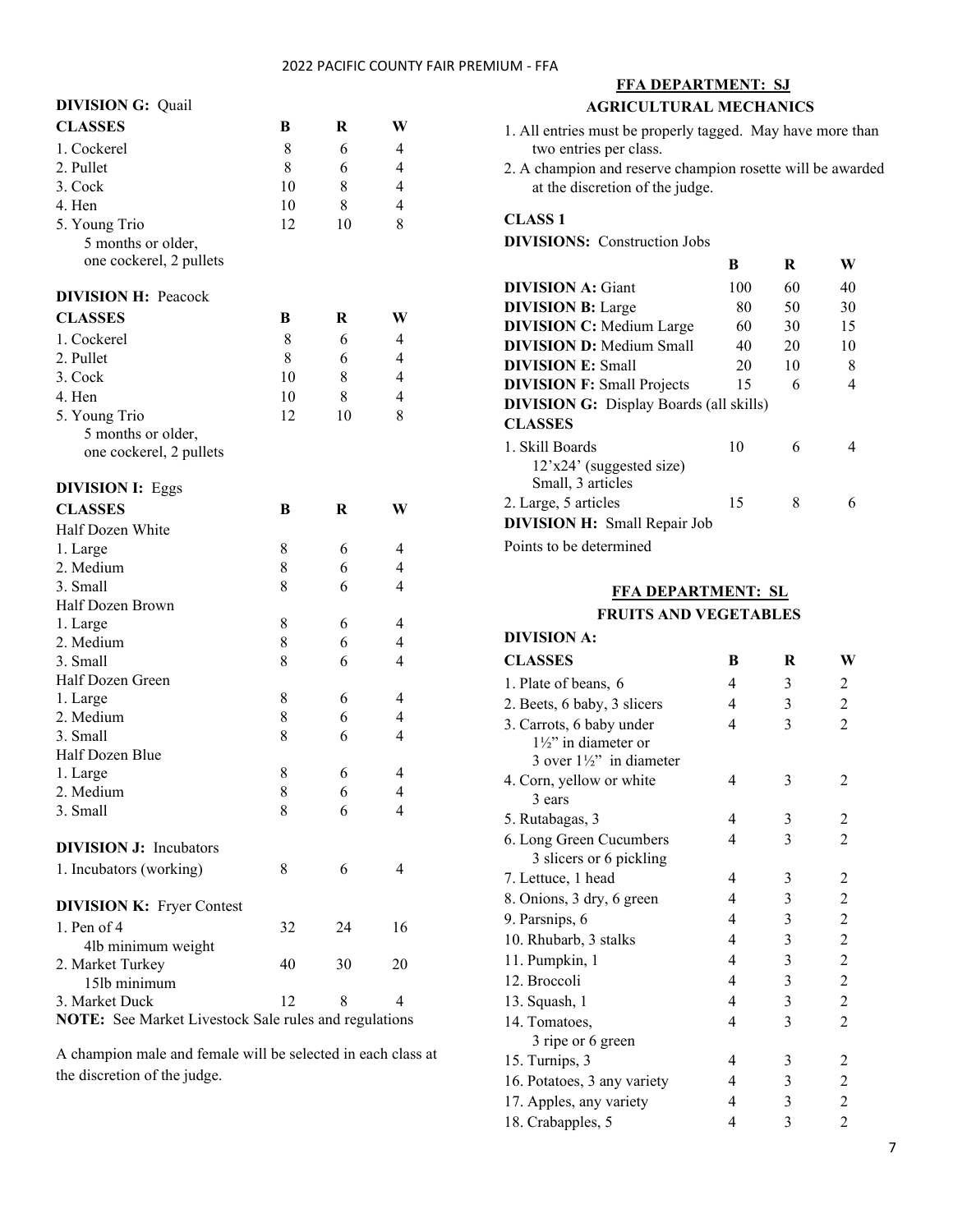**DIVISION G:** Quail

| CLASSES | B | R | W |
|---|---|---|---|
| 1. Cockerel | 8 | 6 | 4 |
| 2. Pullet | 8 | 6 | 4 |
| 3. Cock | 10 | 8 | 4 |
| 4. Hen | 10 | 8 | 4 |
| 5. Young Trio<br>5 months or older,<br>one cockerel, 2 pullets | 12 | 10 | 8 |

**DIVISION H:** Peacock

| CLASSES | B | R | W |
|---|---|---|---|
| 1. Cockerel | 8 | 6 | 4 |
| 2. Pullet | 8 | 6 | 4 |
| 3. Cock | 10 | 8 | 4 |
| 4. Hen | 10 | 8 | 4 |
| 5. Young Trio<br>5 months or older,<br>one cockerel, 2 pullets | 12 | 10 | 8 |

**DIVISION I:** Eggs

| CLASSES | B | R | W |
|---|---|---|---|
| Half Dozen White | | | |
| 1. Large | 8 | 6 | 4 |
| 2. Medium | 8 | 6 | 4 |
| 3. Small | 8 | 6 | 4 |
| Half Dozen Brown | | | |
| 1. Large | 8 | 6 | 4 |
| 2. Medium | 8 | 6 | 4 |
| 3. Small | 8 | 6 | 4 |
| Half Dozen Green | | | |
| 1. Large | 8 | 6 | 4 |
| 2. Medium | 8 | 6 | 4 |
| 3. Small | 8 | 6 | 4 |
| Half Dozen Blue | | | |
| 1. Large | 8 | 6 | 4 |
| 2. Medium | 8 | 6 | 4 |
| 3. Small | 8 | 6 | 4 |

**DIVISION J:** Incubators

| | B | R | W |
|---|---|---|---|
| 1. Incubators (working) | 8 | 6 | 4 |

**DIVISION K:** Fryer Contest

| | B | R | W |
|---|---|---|---|
| 1. Pen of 4<br>4lb minimum weight | 32 | 24 | 16 |
| 2. Market Turkey<br>15lb minimum | 40 | 30 | 20 |
| 3. Market Duck | 12 | 8 | 4 |

**NOTE:** See Market Livestock Sale rules and regulations

A champion male and female will be selected in each class at the discretion of the judge.

## FFA DEPARTMENT: SJ
## AGRICULTURAL MECHANICS

1. All entries must be properly tagged. May have more than two entries per class.
2. A champion and reserve champion rosette will be awarded at the discretion of the judge.

**CLASS 1**

**DIVISIONS:** Construction Jobs

| | B | R | W |
|---|---|---|---|
| **DIVISION A:** Giant | 100 | 60 | 40 |
| **DIVISION B:** Large | 80 | 50 | 30 |
| **DIVISION C:** Medium Large | 60 | 30 | 15 |
| **DIVISION D:** Medium Small | 40 | 20 | 10 |
| **DIVISION E:** Small | 20 | 10 | 8 |
| **DIVISION F:** Small Projects | 15 | 6 | 4 |
| **DIVISION G:** Display Boards (all skills) | | | |
| **CLASSES** | | | |
| 1. Skill Boards<br>12'x24' (suggested size)<br>Small, 3 articles | 10 | 6 | 4 |
| 2. Large, 5 articles | 15 | 8 | 6 |
| **DIVISION H:** Small Repair Job | | | |

Points to be determined

## FFA DEPARTMENT: SL
## FRUITS AND VEGETABLES

**DIVISION A:**

| CLASSES | B | R | W |
|---|---|---|---|
| 1. Plate of beans, 6 | 4 | 3 | 2 |
| 2. Beets, 6 baby, 3 slicers | 4 | 3 | 2 |
| 3. Carrots, 6 baby under 1½" in diameter or 3 over 1½" in diameter | 4 | 3 | 2 |
| 4. Corn, yellow or white 3 ears | 4 | 3 | 2 |
| 5. Rutabagas, 3 | 4 | 3 | 2 |
| 6. Long Green Cucumbers 3 slicers or 6 pickling | 4 | 3 | 2 |
| 7. Lettuce, 1 head | 4 | 3 | 2 |
| 8. Onions, 3 dry, 6 green | 4 | 3 | 2 |
| 9. Parsnips, 6 | 4 | 3 | 2 |
| 10. Rhubarb, 3 stalks | 4 | 3 | 2 |
| 11. Pumpkin, 1 | 4 | 3 | 2 |
| 12. Broccoli | 4 | 3 | 2 |
| 13. Squash, 1 | 4 | 3 | 2 |
| 14. Tomatoes, 3 ripe or 6 green | 4 | 3 | 2 |
| 15. Turnips, 3 | 4 | 3 | 2 |
| 16. Potatoes, 3 any variety | 4 | 3 | 2 |
| 17. Apples, any variety | 4 | 3 | 2 |
| 18. Crabapples, 5 | 4 | 3 | 2 |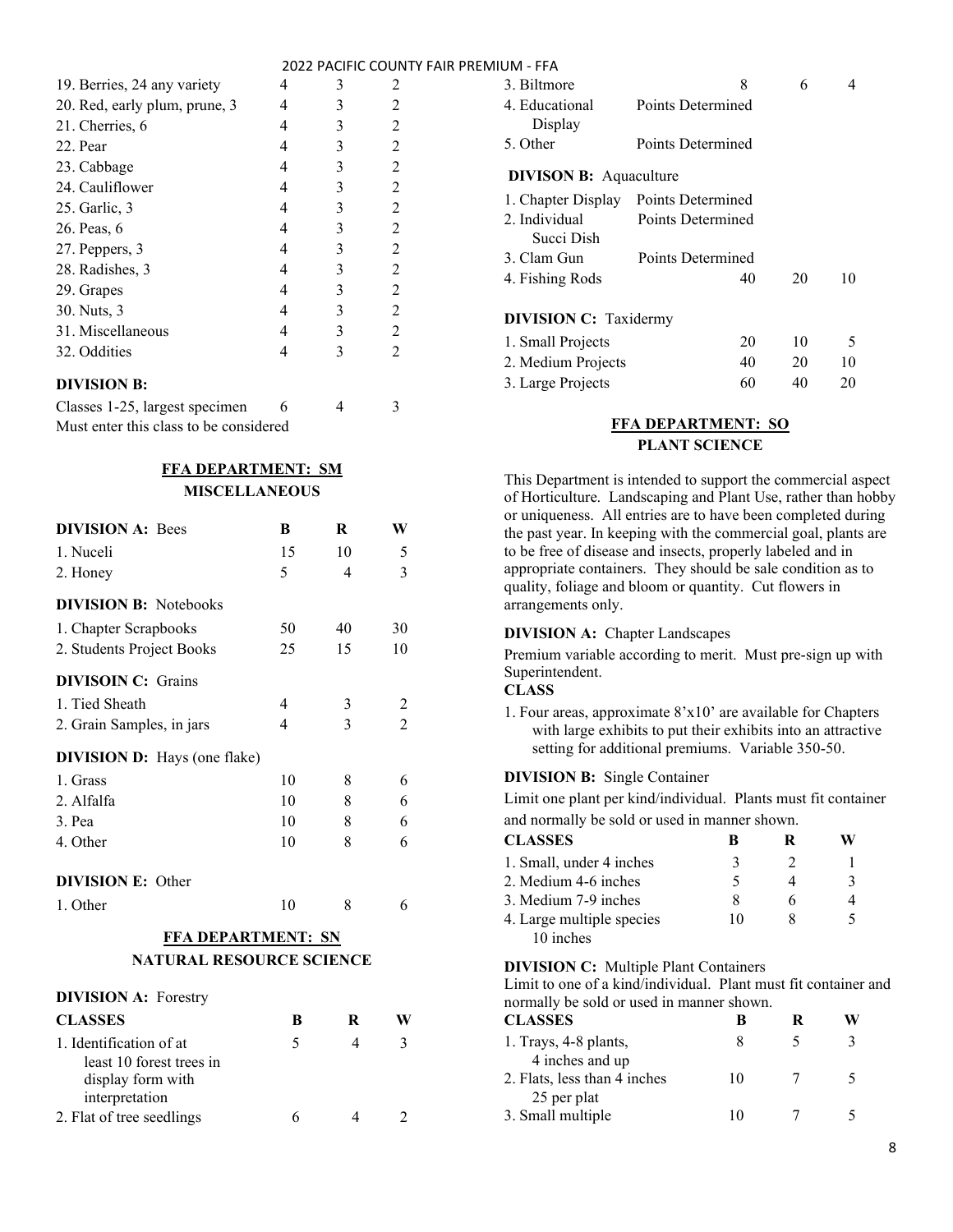| | | | |
|---|---|---|---|
| 19. Berries, 24 any variety | 4 | 3 | 2 |
| 20. Red, early plum, prune, 3 | 4 | 3 | 2 |
| 21. Cherries, 6 | 4 | 3 | 2 |
| 22. Pear | 4 | 3 | 2 |
| 23. Cabbage | 4 | 3 | 2 |
| 24. Cauliflower | 4 | 3 | 2 |
| 25. Garlic, 3 | 4 | 3 | 2 |
| 26. Peas, 6 | 4 | 3 | 2 |
| 27. Peppers, 3 | 4 | 3 | 2 |
| 28. Radishes, 3 | 4 | 3 | 2 |
| 29. Grapes | 4 | 3 | 2 |
| 30. Nuts, 3 | 4 | 3 | 2 |
| 31. Miscellaneous | 4 | 3 | 2 |
| 32. Oddities | 4 | 3 | 2 |

**DIVISION B:**

| | | | |
|---|---|---|---|
| Classes 1-25, largest specimen | 6 | 4 | 3 |

Must enter this class to be considered

## FFA DEPARTMENT: SM
### MISCELLANEOUS

| **DIVISION A:** Bees | B | R | W |
|---|---|---|---|
| 1. Nuceli | 15 | 10 | 5 |
| 2. Honey | 5 | 4 | 3 |

| **DIVISION B:** Notebooks | | | |
|---|---|---|---|
| 1. Chapter Scrapbooks | 50 | 40 | 30 |
| 2. Students Project Books | 25 | 15 | 10 |

| **DIVISOIN C:** Grains | | | |
|---|---|---|---|
| 1. Tied Sheath | 4 | 3 | 2 |
| 2. Grain Samples, in jars | 4 | 3 | 2 |

| **DIVISION D:** Hays (one flake) | | | |
|---|---|---|---|
| 1. Grass | 10 | 8 | 6 |
| 2. Alfalfa | 10 | 8 | 6 |
| 3. Pea | 10 | 8 | 6 |
| 4. Other | 10 | 8 | 6 |

| **DIVISION E:** Other | | | |
|---|---|---|---|
| 1. Other | 10 | 8 | 6 |

## FFA DEPARTMENT: SN
### NATURAL RESOURCE SCIENCE

**DIVISION A:** Forestry

| CLASSES | B | R | W |
|---|---|---|---|
| 1. Identification of at least 10 forest trees in display form with interpretation | 5 | 4 | 3 |
| 2. Flat of tree seedlings | 6 | 4 | 2 |
| 3. Biltmore | 8 | 6 | 4 |
| 4. Educational Display | Points Determined | | |
| 5. Other | Points Determined | | |

**DIVISON B:** Aquaculture

| | | | |
|---|---|---|---|
| 1. Chapter Display | Points Determined | | |
| 2. Individual Succi Dish | Points Determined | | |
| 3. Clam Gun | Points Determined | | |
| 4. Fishing Rods | 40 | 20 | 10 |

**DIVISION C:** Taxidermy

| | | | |
|---|---|---|---|
| 1. Small Projects | 20 | 10 | 5 |
| 2. Medium Projects | 40 | 20 | 10 |
| 3. Large Projects | 60 | 40 | 20 |

## FFA DEPARTMENT: SO
### PLANT SCIENCE

This Department is intended to support the commercial aspect of Horticulture. Landscaping and Plant Use, rather than hobby or uniqueness. All entries are to have been completed during the past year. In keeping with the commercial goal, plants are to be free of disease and insects, properly labeled and in appropriate containers. They should be sale condition as to quality, foliage and bloom or quantity. Cut flowers in arrangements only.

**DIVISION A:** Chapter Landscapes

Premium variable according to merit. Must pre-sign up with Superintendent.

**CLASS**

1. Four areas, approximate 8'x10' are available for Chapters with large exhibits to put their exhibits into an attractive setting for additional premiums. Variable 350-50.

**DIVISION B:** Single Container

Limit one plant per kind/individual. Plants must fit container and normally be sold or used in manner shown.

| CLASSES | B | R | W |
|---|---|---|---|
| 1. Small, under 4 inches | 3 | 2 | 1 |
| 2. Medium 4-6 inches | 5 | 4 | 3 |
| 3. Medium 7-9 inches | 8 | 6 | 4 |
| 4. Large multiple species 10 inches | 10 | 8 | 5 |

**DIVISION C:** Multiple Plant Containers

Limit to one of a kind/individual. Plant must fit container and normally be sold or used in manner shown.

| CLASSES | B | R | W |
|---|---|---|---|
| 1. Trays, 4-8 plants, 4 inches and up | 8 | 5 | 3 |
| 2. Flats, less than 4 inches 25 per plat | 10 | 7 | 5 |
| 3. Small multiple | 10 | 7 | 5 |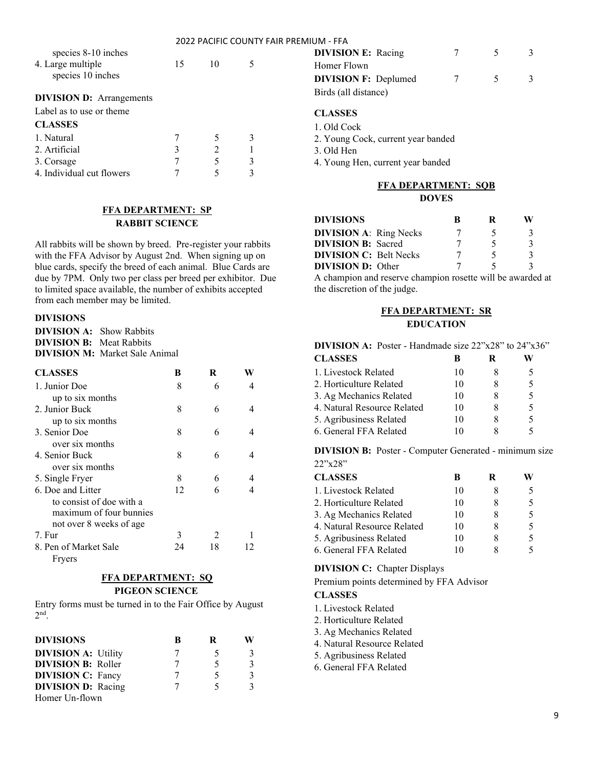| | | | |
|---|---|---|---|
| species 8-10 inches | | | |
| 4. Large multiple species 10 inches | 15 | 10 | 5 |

**DIVISION D:** Arrangements

Label as to use or theme

| CLASSES | | | |
|---|---|---|---|
| 1. Natural | 7 | 5 | 3 |
| 2. Artificial | 3 | 2 | 1 |
| 3. Corsage | 7 | 5 | 3 |
| 4. Individual cut flowers | 7 | 5 | 3 |

## FFA DEPARTMENT: SP
### RABBIT SCIENCE

All rabbits will be shown by breed. Pre-register your rabbits with the FFA Advisor by August 2nd. When signing up on blue cards, specify the breed of each animal. Blue Cards are due by 7PM. Only two per class per breed per exhibitor. Due to limited space available, the number of exhibits accepted from each member may be limited.

**DIVISIONS**

**DIVISION A:** Show Rabbits
**DIVISION B:** Meat Rabbits
**DIVISION M:** Market Sale Animal

| CLASSES | B | R | W |
|---|---|---|---|
| 1. Junior Doe up to six months | 8 | 6 | 4 |
| 2. Junior Buck up to six months | 8 | 6 | 4 |
| 3. Senior Doe over six months | 8 | 6 | 4 |
| 4. Senior Buck over six months | 8 | 6 | 4 |
| 5. Single Fryer | 8 | 6 | 4 |
| 6. Doe and Litter to consist of doe with a maximum of four bunnies not over 8 weeks of age | 12 | 6 | 4 |
| 7. Fur | 3 | 2 | 1 |
| 8. Pen of Market Sale Fryers | 24 | 18 | 12 |

## FFA DEPARTMENT: SQ
### PIGEON SCIENCE

Entry forms must be turned in to the Fair Office by August 2nd.

| DIVISIONS | B | R | W |
|---|---|---|---|
| **DIVISION A:** Utility | 7 | 5 | 3 |
| **DIVISION B:** Roller | 7 | 5 | 3 |
| **DIVISION C:** Fancy | 7 | 5 | 3 |
| **DIVISION D:** Racing Homer Un-flown | 7 | 5 | 3 |
| **DIVISION E:** Racing Homer Flown | 7 | 5 | 3 |
| **DIVISION F:** Deplumed Birds (all distance) | 7 | 5 | 3 |

**CLASSES**

1. Old Cock
2. Young Cock, current year banded
3. Old Hen
4. Young Hen, current year banded

## FFA DEPARTMENT: SQB
### DOVES

| DIVISIONS | B | R | W |
|---|---|---|---|
| **DIVISION A**: Ring Necks | 7 | 5 | 3 |
| **DIVISION B:** Sacred | 7 | 5 | 3 |
| **DIVISION C:** Belt Necks | 7 | 5 | 3 |
| **DIVISION D:** Other | 7 | 5 | 3 |

A champion and reserve champion rosette will be awarded at the discretion of the judge.

## FFA DEPARTMENT: SR
### EDUCATION

**DIVISION A:** Poster - Handmade size 22"x28" to 24"x36"

| CLASSES | B | R | W |
|---|---|---|---|
| 1. Livestock Related | 10 | 8 | 5 |
| 2. Horticulture Related | 10 | 8 | 5 |
| 3. Ag Mechanics Related | 10 | 8 | 5 |
| 4. Natural Resource Related | 10 | 8 | 5 |
| 5. Agribusiness Related | 10 | 8 | 5 |
| 6. General FFA Related | 10 | 8 | 5 |

**DIVISION B:** Poster - Computer Generated - minimum size 22"x28"

| CLASSES | B | R | W |
|---|---|---|---|
| 1. Livestock Related | 10 | 8 | 5 |
| 2. Horticulture Related | 10 | 8 | 5 |
| 3. Ag Mechanics Related | 10 | 8 | 5 |
| 4. Natural Resource Related | 10 | 8 | 5 |
| 5. Agribusiness Related | 10 | 8 | 5 |
| 6. General FFA Related | 10 | 8 | 5 |

**DIVISION C:** Chapter Displays

Premium points determined by FFA Advisor

**CLASSES**

1. Livestock Related
2. Horticulture Related
3. Ag Mechanics Related
4. Natural Resource Related
5. Agribusiness Related
6. General FFA Related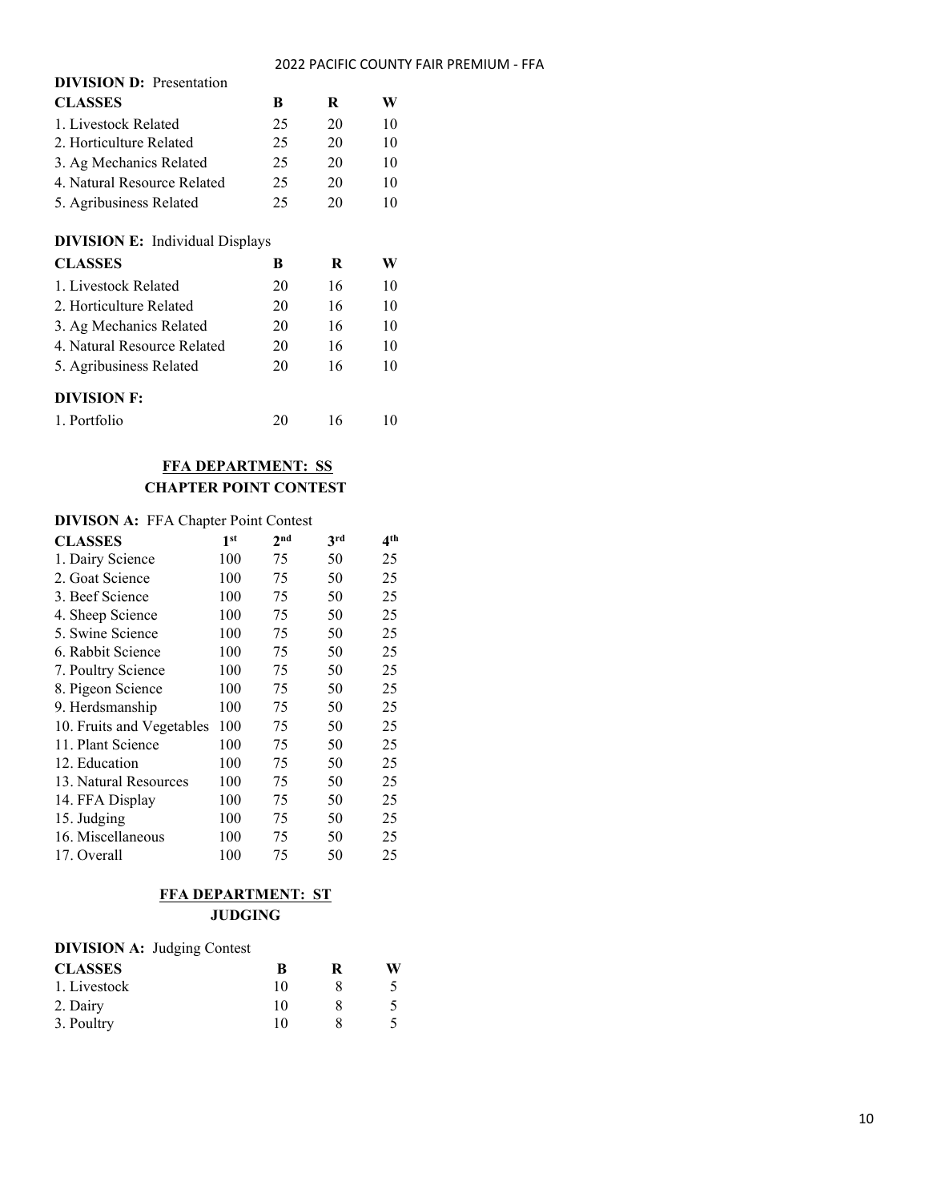**DIVISION D:** Presentation

| CLASSES | B | R | W |
|---|---|---|---|
| 1. Livestock Related | 25 | 20 | 10 |
| 2. Horticulture Related | 25 | 20 | 10 |
| 3. Ag Mechanics Related | 25 | 20 | 10 |
| 4. Natural Resource Related | 25 | 20 | 10 |
| 5. Agribusiness Related | 25 | 20 | 10 |

**DIVISION E:** Individual Displays

| CLASSES | B | R | W |
|---|---|---|---|
| 1. Livestock Related | 20 | 16 | 10 |
| 2. Horticulture Related | 20 | 16 | 10 |
| 3. Ag Mechanics Related | 20 | 16 | 10 |
| 4. Natural Resource Related | 20 | 16 | 10 |
| 5. Agribusiness Related | 20 | 16 | 10 |

**DIVISION F:**

| | | | |
|---|---|---|---|
| 1. Portfolio | 20 | 16 | 10 |

## FFA DEPARTMENT: SS
## CHAPTER POINT CONTEST

**DIVISON A:** FFA Chapter Point Contest

| CLASSES | 1st | 2nd | 3rd | 4th |
|---|---|---|---|---|
| 1. Dairy Science | 100 | 75 | 50 | 25 |
| 2. Goat Science | 100 | 75 | 50 | 25 |
| 3. Beef Science | 100 | 75 | 50 | 25 |
| 4. Sheep Science | 100 | 75 | 50 | 25 |
| 5. Swine Science | 100 | 75 | 50 | 25 |
| 6. Rabbit Science | 100 | 75 | 50 | 25 |
| 7. Poultry Science | 100 | 75 | 50 | 25 |
| 8. Pigeon Science | 100 | 75 | 50 | 25 |
| 9. Herdsmanship | 100 | 75 | 50 | 25 |
| 10. Fruits and Vegetables | 100 | 75 | 50 | 25 |
| 11. Plant Science | 100 | 75 | 50 | 25 |
| 12. Education | 100 | 75 | 50 | 25 |
| 13. Natural Resources | 100 | 75 | 50 | 25 |
| 14. FFA Display | 100 | 75 | 50 | 25 |
| 15. Judging | 100 | 75 | 50 | 25 |
| 16. Miscellaneous | 100 | 75 | 50 | 25 |
| 17. Overall | 100 | 75 | 50 | 25 |

## FFA DEPARTMENT: ST
## JUDGING

**DIVISION A:** Judging Contest

| CLASSES | B | R | W |
|---|---|---|---|
| 1. Livestock | 10 | 8 | 5 |
| 2. Dairy | 10 | 8 | 5 |
| 3. Poultry | 10 | 8 | 5 |